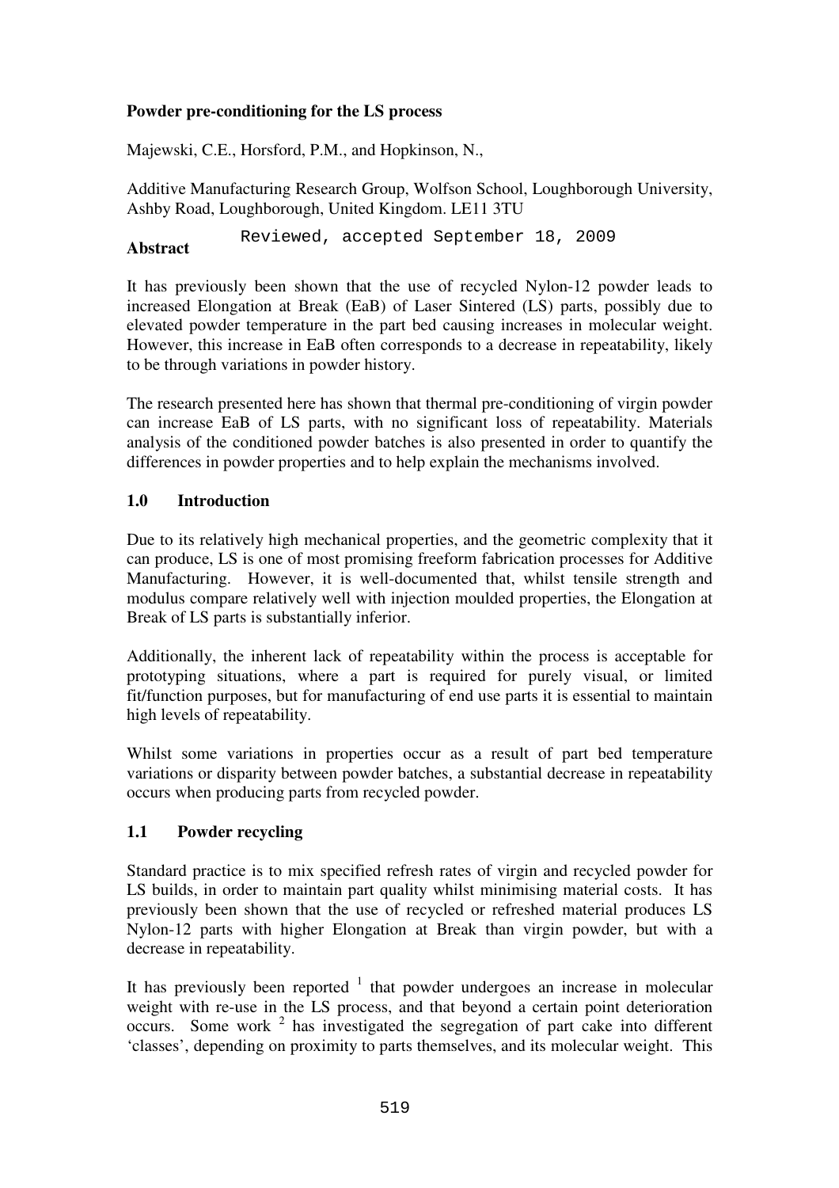# Powder pre-conditioning for the LS process

Majewski, C.E., Horsford, P.M., and Hopkinson, N.,

Additive Manufacturing Research Group, Wolfson School, Loughborough University, Ashby Road, Loughborough, United Kingdom. LE11 3TU

Reviewed, accepted September 18, 2009

## Abstract

It has previously been shown that the use of recycled Nylon-12 powder leads to increased Elongation at Break (EaB) of Laser Sintered (LS) parts, possibly due to elevated powder temperature in the part bed causing increases in molecular weight. However, this increase in EaB often corresponds to a decrease in repeatability, likely to be through variations in powder history.

The research presented here has shown that thermal pre-conditioning of virgin powder can increase EaB of LS parts, with no significant loss of repeatability. Materials analysis of the conditioned powder batches is also presented in order to quantify the differences in powder properties and to help explain the mechanisms involved.

## 1.0 Introduction

Due to its relatively high mechanical properties, and the geometric complexity that it can produce, LS is one of most promising freeform fabrication processes for Additive Manufacturing. However, it is well-documented that, whilst tensile strength and modulus compare relatively well with injection moulded properties, the Elongation at Break of LS parts is substantially inferior.

Additionally, the inherent lack of repeatability within the process is acceptable for prototyping situations, where a part is required for purely visual, or limited fit/function purposes, but for manufacturing of end use parts it is essential to maintain high levels of repeatability.

Whilst some variations in properties occur as a result of part bed temperature variations or disparity between powder batches, a substantial decrease in repeatability occurs when producing parts from recycled powder.

### 1.1 Powder recycling

Standard practice is to mix specified refresh rates of virgin and recycled powder for LS builds, in order to maintain part quality whilst minimising material costs. It has previously been shown that the use of recycled or refreshed material produces LS Nylon-12 parts with higher Elongation at Break than virgin powder, but with a decrease in repeatability.

It has previously been reported [1] that powder undergoes an increase in molecular weight with re-use in the LS process, and that beyond a certain point deterioration occurs. Some work [2] has investigated the segregation of part cake into different 'classes', depending on proximity to parts themselves, and its molecular weight. This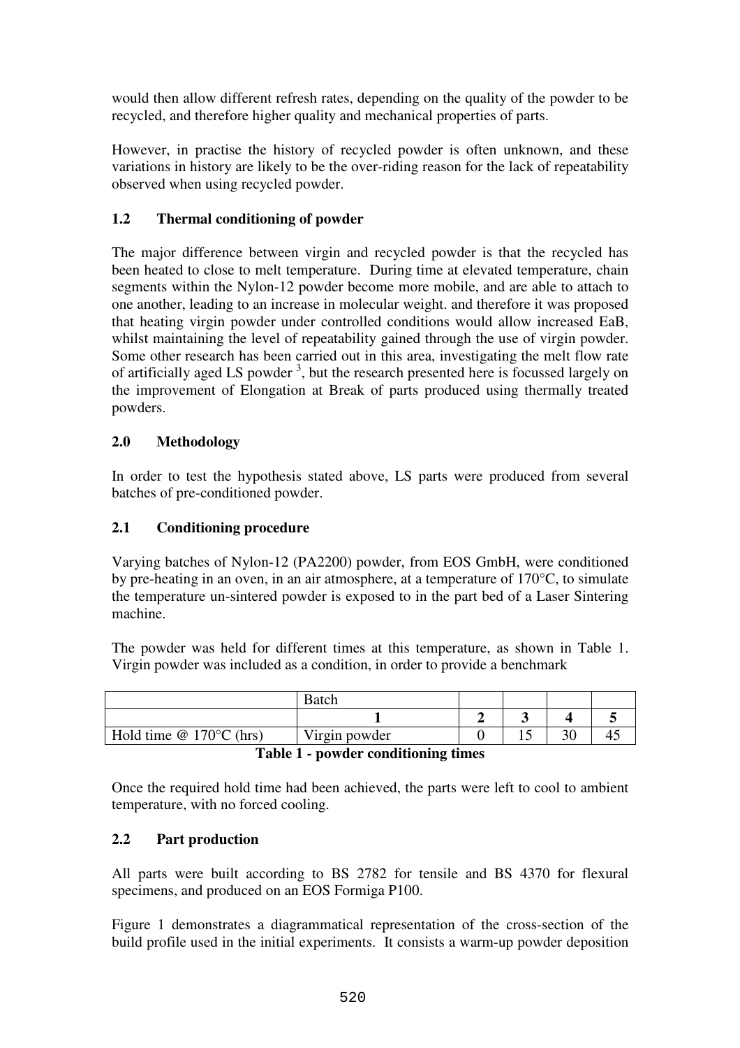would then allow different refresh rates, depending on the quality of the powder to be recycled, and therefore higher quality and mechanical properties of parts.

However, in practise the history of recycled powder is often unknown, and these variations in history are likely to be the over-riding reason for the lack of repeatability observed when using recycled powder.

### 1.2 Thermal conditioning of powder

The major difference between virgin and recycled powder is that the recycled has been heated to close to melt temperature. During time at elevated temperature, chain segments within the Nylon-12 powder become more mobile, and are able to attach to one another, leading to an increase in molecular weight. and therefore it was proposed that heating virgin powder under controlled conditions would allow increased EaB, whilst maintaining the level of repeatability gained through the use of virgin powder. Some other research has been carried out in this area, investigating the melt flow rate of artificially aged LS powder [3], but the research presented here is focussed largely on the improvement of Elongation at Break of parts produced using thermally treated powders.

## 2.0 Methodology

In order to test the hypothesis stated above, LS parts were produced from several batches of pre-conditioned powder.

### 2.1 Conditioning procedure

Varying batches of Nylon-12 (PA2200) powder, from EOS GmbH, were conditioned by pre-heating in an oven, in an air atmosphere, at a temperature of 170°C, to simulate the temperature un-sintered powder is exposed to in the part bed of a Laser Sintering machine.

The powder was held for different times at this temperature, as shown in Table 1. Virgin powder was included as a condition, in order to provide a benchmark

| | Batch | | | | |
|---|---|---|---|---|---|
| | **1** | **2** | **3** | **4** | **5** |
| Hold time @ 170°C (hrs) | Virgin powder | 0 | 15 | 30 | 45 |

**Table 1 - powder conditioning times**

Once the required hold time had been achieved, the parts were left to cool to ambient temperature, with no forced cooling.

### 2.2 Part production

All parts were built according to BS 2782 for tensile and BS 4370 for flexural specimens, and produced on an EOS Formiga P100.

Figure 1 demonstrates a diagrammatical representation of the cross-section of the build profile used in the initial experiments. It consists a warm-up powder deposition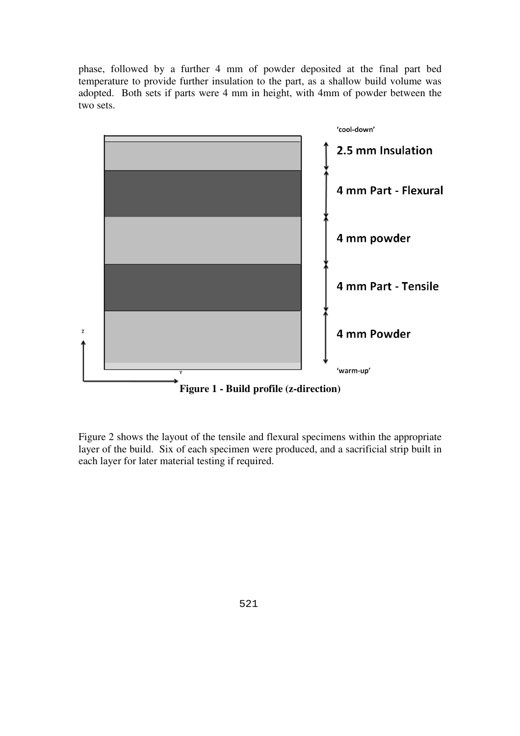phase, followed by a further 4 mm of powder deposited at the final part bed temperature to provide further insulation to the part, as a shallow build volume was adopted. Both sets if parts were 4 mm in height, with 4mm of powder between the two sets.

**Figure 1 - Build profile (z-direction)**

Figure 2 shows the layout of the tensile and flexural specimens within the appropriate layer of the build. Six of each specimen were produced, and a sacrificial strip built in each layer for later material testing if required.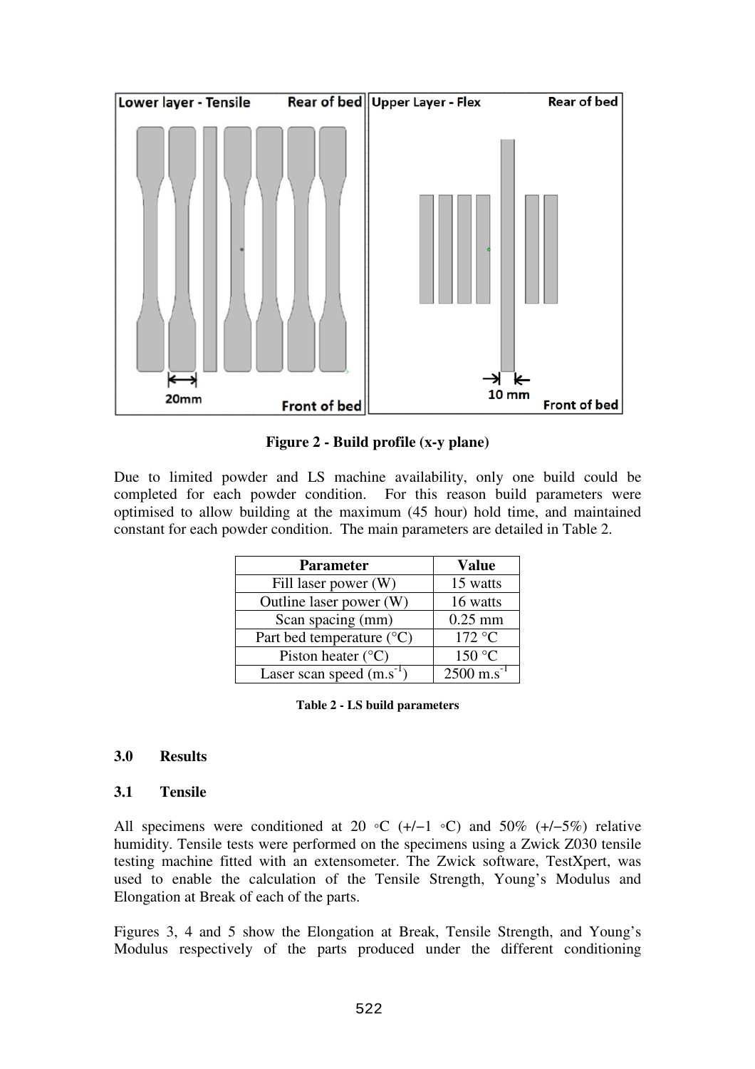**Figure 2 - Build profile (x-y plane)**

Due to limited powder and LS machine availability, only one build could be completed for each powder condition. For this reason build parameters were optimised to allow building at the maximum (45 hour) hold time, and maintained constant for each powder condition. The main parameters are detailed in Table 2.

| Parameter | Value |
|---|---|
| Fill laser power (W) | 15 watts |
| Outline laser power (W) | 16 watts |
| Scan spacing (mm) | 0.25 mm |
| Part bed temperature (°C) | 172 °C |
| Piston heater (°C) | 150 °C |
| Laser scan speed ($m.s^{-1}$) | 2500 $m.s^{-1}$ |

**Table 2 - LS build parameters**

## 3.0 Results

### 3.1 Tensile

All specimens were conditioned at 20 ◦C (+/−1 ◦C) and 50% (+/−5%) relative humidity. Tensile tests were performed on the specimens using a Zwick Z030 tensile testing machine fitted with an extensometer. The Zwick software, TestXpert, was used to enable the calculation of the Tensile Strength, Young's Modulus and Elongation at Break of each of the parts.

Figures 3, 4 and 5 show the Elongation at Break, Tensile Strength, and Young's Modulus respectively of the parts produced under the different conditioning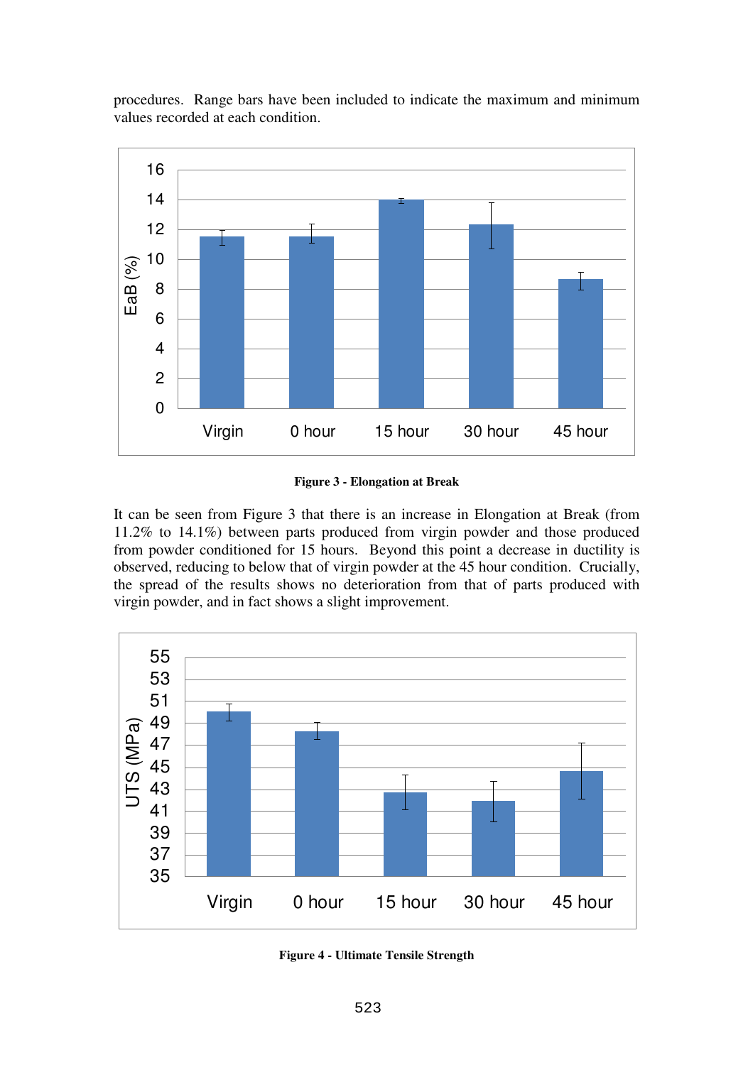procedures. Range bars have been included to indicate the maximum and minimum values recorded at each condition.

**Figure 3 - Elongation at Break**

It can be seen from Figure 3 that there is an increase in Elongation at Break (from 11.2% to 14.1%) between parts produced from virgin powder and those produced from powder conditioned for 15 hours. Beyond this point a decrease in ductility is observed, reducing to below that of virgin powder at the 45 hour condition. Crucially, the spread of the results shows no deterioration from that of parts produced with virgin powder, and in fact shows a slight improvement.

**Figure 4 - Ultimate Tensile Strength**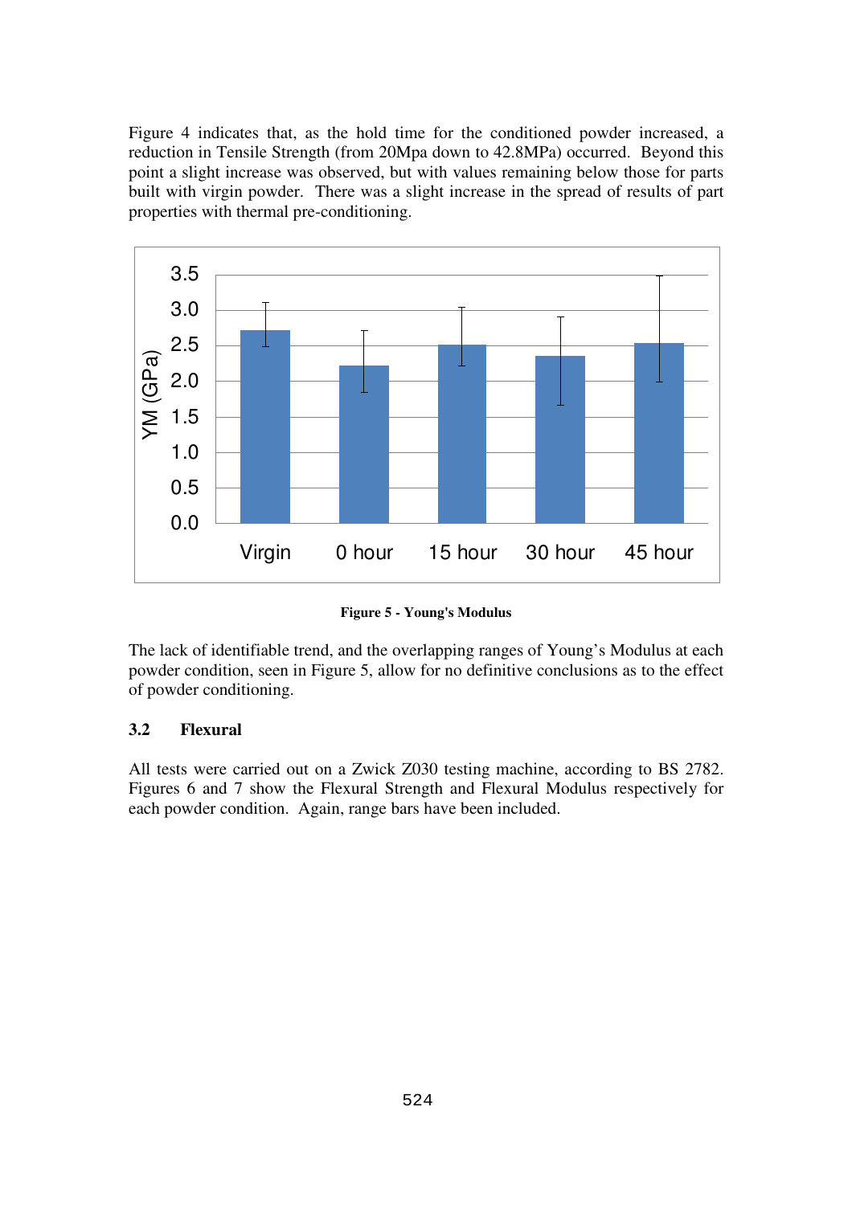Figure 4 indicates that, as the hold time for the conditioned powder increased, a reduction in Tensile Strength (from 20Mpa down to 42.8MPa) occurred. Beyond this point a slight increase was observed, but with values remaining below those for parts built with virgin powder. There was a slight increase in the spread of results of part properties with thermal pre-conditioning.

**Figure 5 - Young's Modulus**

The lack of identifiable trend, and the overlapping ranges of Young's Modulus at each powder condition, seen in Figure 5, allow for no definitive conclusions as to the effect of powder conditioning.

### 3.2 Flexural

All tests were carried out on a Zwick Z030 testing machine, according to BS 2782. Figures 6 and 7 show the Flexural Strength and Flexural Modulus respectively for each powder condition. Again, range bars have been included.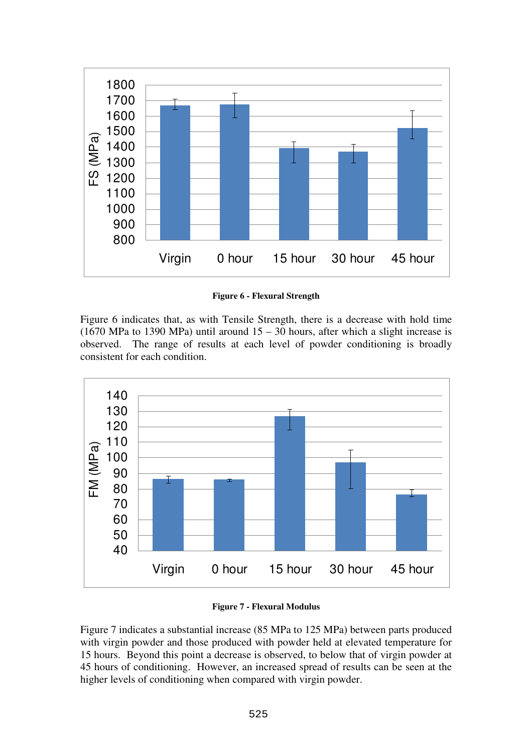**Figure 6 - Flexural Strength**

Figure 6 indicates that, as with Tensile Strength, there is a decrease with hold time (1670 MPa to 1390 MPa) until around 15 – 30 hours, after which a slight increase is observed. The range of results at each level of powder conditioning is broadly consistent for each condition.

**Figure 7 - Flexural Modulus**

Figure 7 indicates a substantial increase (85 MPa to 125 MPa) between parts produced with virgin powder and those produced with powder held at elevated temperature for 15 hours. Beyond this point a decrease is observed, to below that of virgin powder at 45 hours of conditioning. However, an increased spread of results can be seen at the higher levels of conditioning when compared with virgin powder.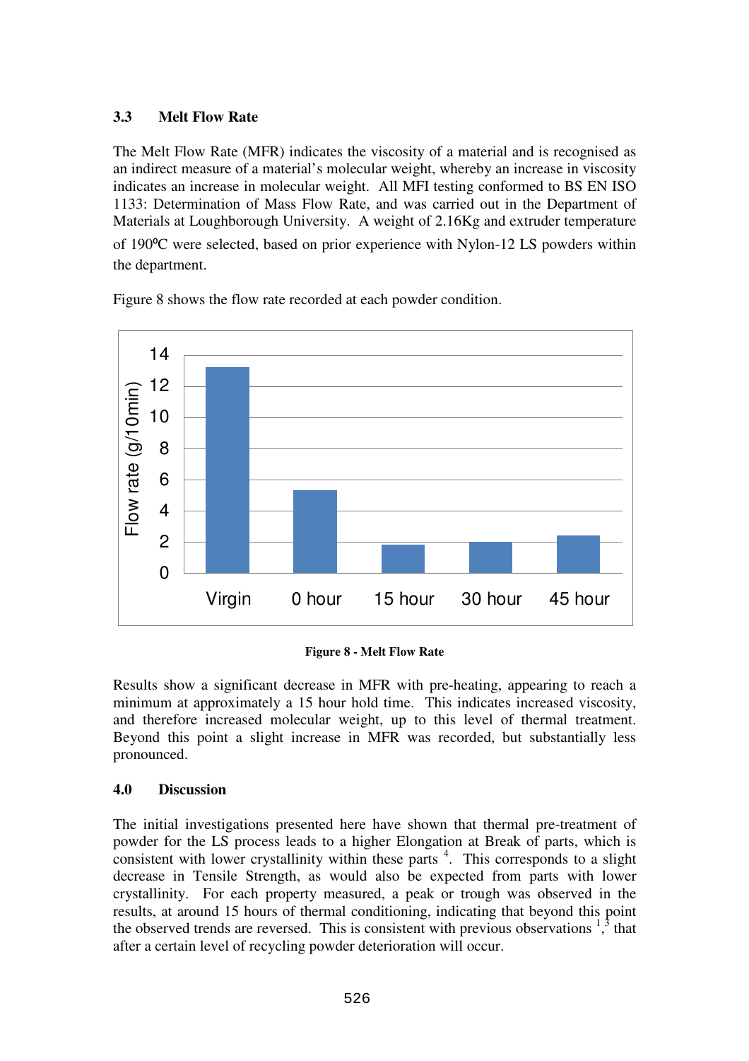### 3.3 Melt Flow Rate

The Melt Flow Rate (MFR) indicates the viscosity of a material and is recognised as an indirect measure of a material's molecular weight, whereby an increase in viscosity indicates an increase in molecular weight. All MFI testing conformed to BS EN ISO 1133: Determination of Mass Flow Rate, and was carried out in the Department of Materials at Loughborough University. A weight of 2.16Kg and extruder temperature of 190ºC were selected, based on prior experience with Nylon-12 LS powders within the department.

Figure 8 shows the flow rate recorded at each powder condition.

**Figure 8 - Melt Flow Rate**

Results show a significant decrease in MFR with pre-heating, appearing to reach a minimum at approximately a 15 hour hold time. This indicates increased viscosity, and therefore increased molecular weight, up to this level of thermal treatment. Beyond this point a slight increase in MFR was recorded, but substantially less pronounced.

### 4.0 Discussion

The initial investigations presented here have shown that thermal pre-treatment of powder for the LS process leads to a higher Elongation at Break of parts, which is consistent with lower crystallinity within these parts [4]. This corresponds to a slight decrease in Tensile Strength, as would also be expected from parts with lower crystallinity. For each property measured, a peak or trough was observed in the results, at around 15 hours of thermal conditioning, indicating that beyond this point the observed trends are reversed. This is consistent with previous observations [1,3] that after a certain level of recycling powder deterioration will occur.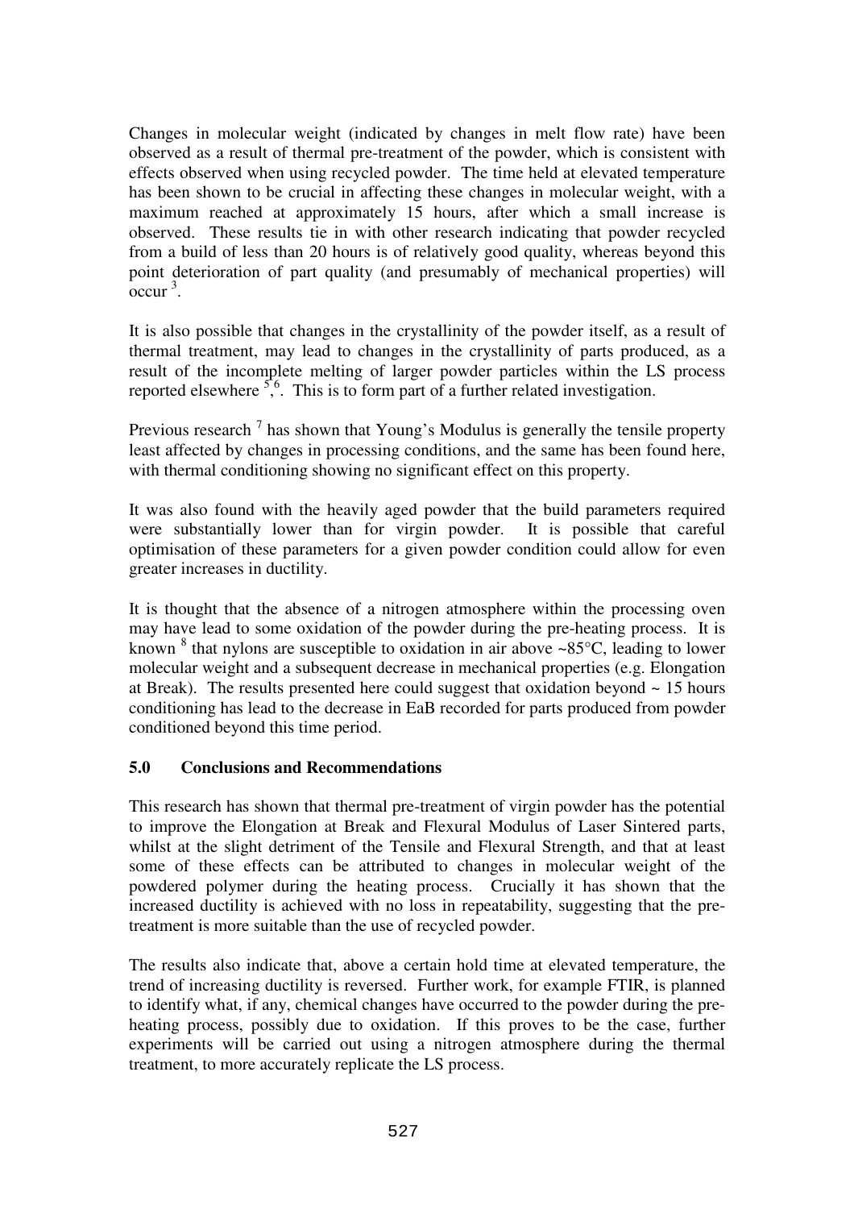Changes in molecular weight (indicated by changes in melt flow rate) have been observed as a result of thermal pre-treatment of the powder, which is consistent with effects observed when using recycled powder. The time held at elevated temperature has been shown to be crucial in affecting these changes in molecular weight, with a maximum reached at approximately 15 hours, after which a small increase is observed. These results tie in with other research indicating that powder recycled from a build of less than 20 hours is of relatively good quality, whereas beyond this point deterioration of part quality (and presumably of mechanical properties) will occur [3].

It is also possible that changes in the crystallinity of the powder itself, as a result of thermal treatment, may lead to changes in the crystallinity of parts produced, as a result of the incomplete melting of larger powder particles within the LS process reported elsewhere [5,6]. This is to form part of a further related investigation.

Previous research [7] has shown that Young's Modulus is generally the tensile property least affected by changes in processing conditions, and the same has been found here, with thermal conditioning showing no significant effect on this property.

It was also found with the heavily aged powder that the build parameters required were substantially lower than for virgin powder. It is possible that careful optimisation of these parameters for a given powder condition could allow for even greater increases in ductility.

It is thought that the absence of a nitrogen atmosphere within the processing oven may have lead to some oxidation of the powder during the pre-heating process. It is known [8] that nylons are susceptible to oxidation in air above ~85°C, leading to lower molecular weight and a subsequent decrease in mechanical properties (e.g. Elongation at Break). The results presented here could suggest that oxidation beyond ~ 15 hours conditioning has lead to the decrease in EaB recorded for parts produced from powder conditioned beyond this time period.

## 5.0 Conclusions and Recommendations

This research has shown that thermal pre-treatment of virgin powder has the potential to improve the Elongation at Break and Flexural Modulus of Laser Sintered parts, whilst at the slight detriment of the Tensile and Flexural Strength, and that at least some of these effects can be attributed to changes in molecular weight of the powdered polymer during the heating process. Crucially it has shown that the increased ductility is achieved with no loss in repeatability, suggesting that the pre-treatment is more suitable than the use of recycled powder.

The results also indicate that, above a certain hold time at elevated temperature, the trend of increasing ductility is reversed. Further work, for example FTIR, is planned to identify what, if any, chemical changes have occurred to the powder during the pre-heating process, possibly due to oxidation. If this proves to be the case, further experiments will be carried out using a nitrogen atmosphere during the thermal treatment, to more accurately replicate the LS process.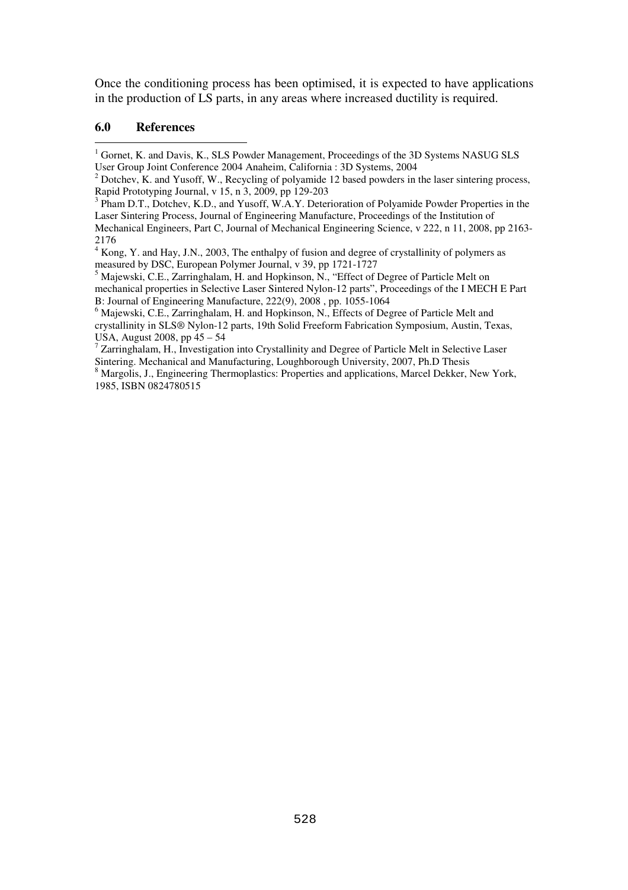Once the conditioning process has been optimised, it is expected to have applications in the production of LS parts, in any areas where increased ductility is required.

## 6.0 References

[1] Gornet, K. and Davis, K., SLS Powder Management, Proceedings of the 3D Systems NASUG SLS User Group Joint Conference 2004 Anaheim, California : 3D Systems, 2004

[2] Dotchev, K. and Yusoff, W., Recycling of polyamide 12 based powders in the laser sintering process, Rapid Prototyping Journal, v 15, n 3, 2009, pp 129-203

[3] Pham D.T., Dotchev, K.D., and Yusoff, W.A.Y. Deterioration of Polyamide Powder Properties in the Laser Sintering Process, Journal of Engineering Manufacture, Proceedings of the Institution of Mechanical Engineers, Part C, Journal of Mechanical Engineering Science, v 222, n 11, 2008, pp 2163-2176

[4] Kong, Y. and Hay, J.N., 2003, The enthalpy of fusion and degree of crystallinity of polymers as measured by DSC, European Polymer Journal, v 39, pp 1721-1727

[5] Majewski, C.E., Zarringhalam, H. and Hopkinson, N., "Effect of Degree of Particle Melt on mechanical properties in Selective Laser Sintered Nylon-12 parts", Proceedings of the I MECH E Part B: Journal of Engineering Manufacture, 222(9), 2008 , pp. 1055-1064

[6] Majewski, C.E., Zarringhalam, H. and Hopkinson, N., Effects of Degree of Particle Melt and crystallinity in SLS® Nylon-12 parts, 19th Solid Freeform Fabrication Symposium, Austin, Texas, USA, August 2008, pp 45 – 54

[7] Zarringhalam, H., Investigation into Crystallinity and Degree of Particle Melt in Selective Laser Sintering. Mechanical and Manufacturing, Loughborough University, 2007, Ph.D Thesis

[8] Margolis, J., Engineering Thermoplastics: Properties and applications, Marcel Dekker, New York, 1985, ISBN 0824780515